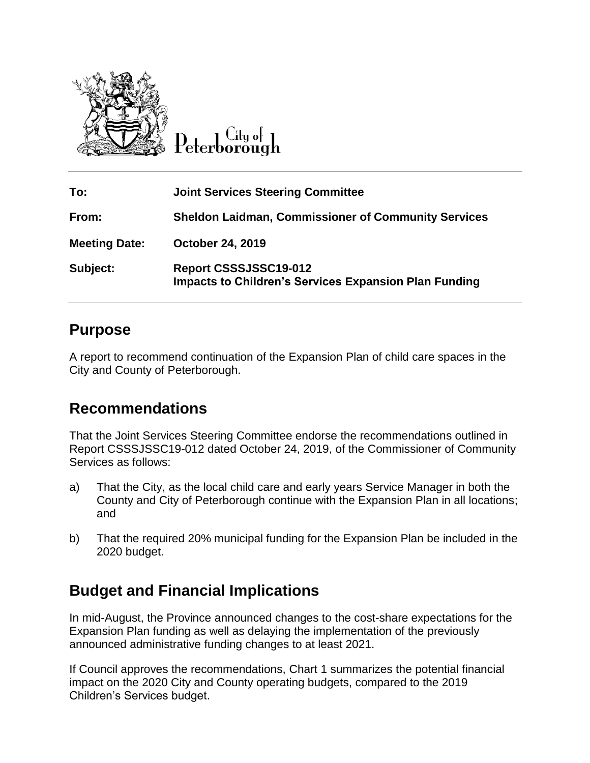City of Peterborough

| | |
|---|---|
| **To:** | **Joint Services Steering Committee** |
| **From:** | **Sheldon Laidman, Commissioner of Community Services** |
| **Meeting Date:** | **October 24, 2019** |
| **Subject:** | **Report CSSSJSSC19-012**<br>**Impacts to Children's Services Expansion Plan Funding** |

## Purpose

A report to recommend continuation of the Expansion Plan of child care spaces in the City and County of Peterborough.

## Recommendations

That the Joint Services Steering Committee endorse the recommendations outlined in Report CSSSJSSC19-012 dated October 24, 2019, of the Commissioner of Community Services as follows:

a) That the City, as the local child care and early years Service Manager in both the County and City of Peterborough continue with the Expansion Plan in all locations; and

b) That the required 20% municipal funding for the Expansion Plan be included in the 2020 budget.

## Budget and Financial Implications

In mid-August, the Province announced changes to the cost-share expectations for the Expansion Plan funding as well as delaying the implementation of the previously announced administrative funding changes to at least 2021.

If Council approves the recommendations, Chart 1 summarizes the potential financial impact on the 2020 City and County operating budgets, compared to the 2019 Children's Services budget.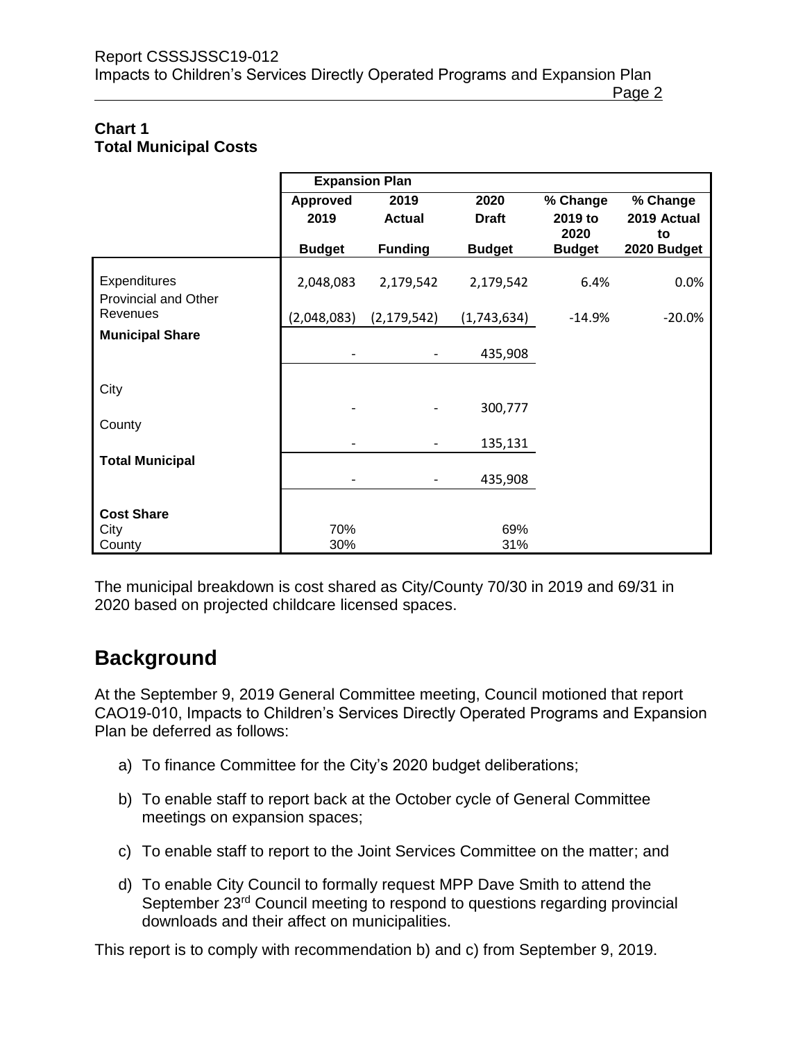**Chart 1**
**Total Municipal Costs**

| | Expansion Plan | | | | |
|---|---|---|---|---|---|
| | Approved 2019 Budget | 2019 Actual Funding | 2020 Draft Budget | % Change 2019 to 2020 Budget | % Change 2019 Actual to 2020 Budget |
| Expenditures | 2,048,083 | 2,179,542 | 2,179,542 | 6.4% | 0.0% |
| Provincial and Other Revenues | (2,048,083) | (2,179,542) | (1,743,634) | -14.9% | -20.0% |
| **Municipal Share** | - | - | 435,908 | | |
| City | - | - | 300,777 | | |
| County | - | - | 135,131 | | |
| **Total Municipal** | - | - | 435,908 | | |
| **Cost Share** | | | | | |
| City | 70% | | 69% | | |
| County | 30% | | 31% | | |

The municipal breakdown is cost shared as City/County 70/30 in 2019 and 69/31 in 2020 based on projected childcare licensed spaces.

# Background

At the September 9, 2019 General Committee meeting, Council motioned that report CAO19-010, Impacts to Children's Services Directly Operated Programs and Expansion Plan be deferred as follows:

a) To finance Committee for the City's 2020 budget deliberations;

b) To enable staff to report back at the October cycle of General Committee meetings on expansion spaces;

c) To enable staff to report to the Joint Services Committee on the matter; and

d) To enable City Council to formally request MPP Dave Smith to attend the September 23rd Council meeting to respond to questions regarding provincial downloads and their affect on municipalities.

This report is to comply with recommendation b) and c) from September 9, 2019.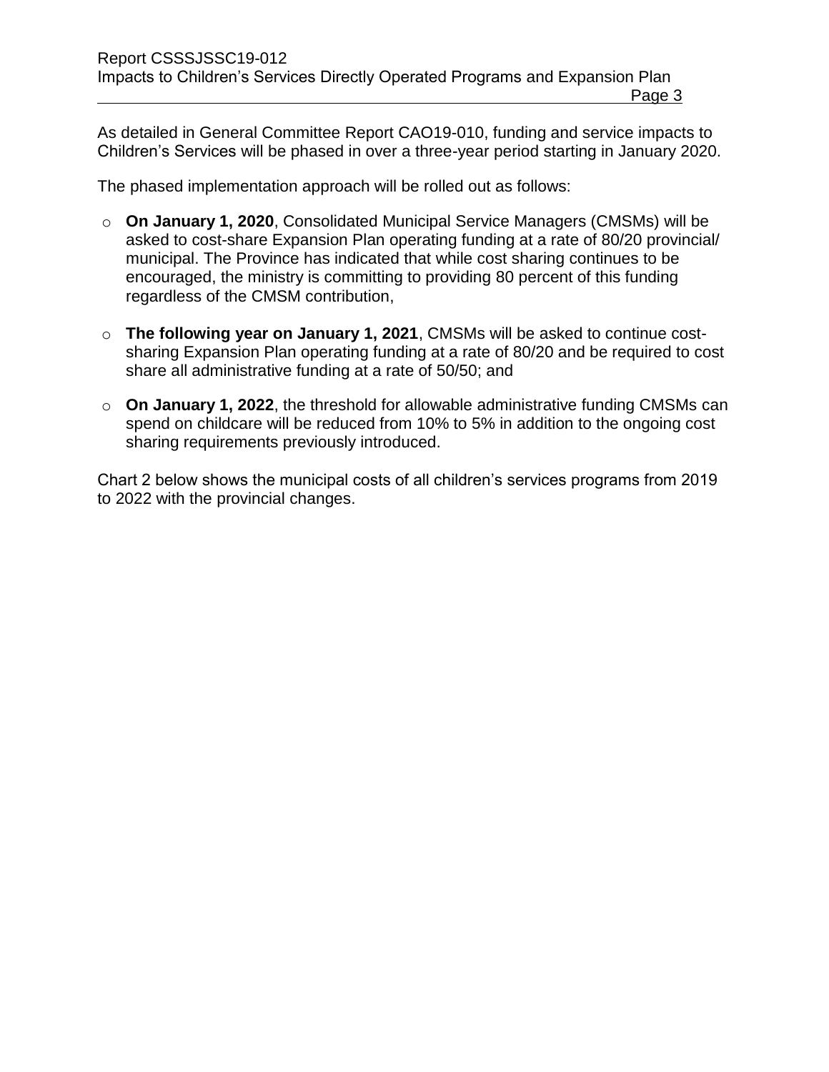As detailed in General Committee Report CAO19-010, funding and service impacts to Children's Services will be phased in over a three-year period starting in January 2020.

The phased implementation approach will be rolled out as follows:

- **On January 1, 2020**, Consolidated Municipal Service Managers (CMSMs) will be asked to cost-share Expansion Plan operating funding at a rate of 80/20 provincial/ municipal. The Province has indicated that while cost sharing continues to be encouraged, the ministry is committing to providing 80 percent of this funding regardless of the CMSM contribution,
- **The following year on January 1, 2021**, CMSMs will be asked to continue cost-sharing Expansion Plan operating funding at a rate of 80/20 and be required to cost share all administrative funding at a rate of 50/50; and
- **On January 1, 2022**, the threshold for allowable administrative funding CMSMs can spend on childcare will be reduced from 10% to 5% in addition to the ongoing cost sharing requirements previously introduced.

Chart 2 below shows the municipal costs of all children's services programs from 2019 to 2022 with the provincial changes.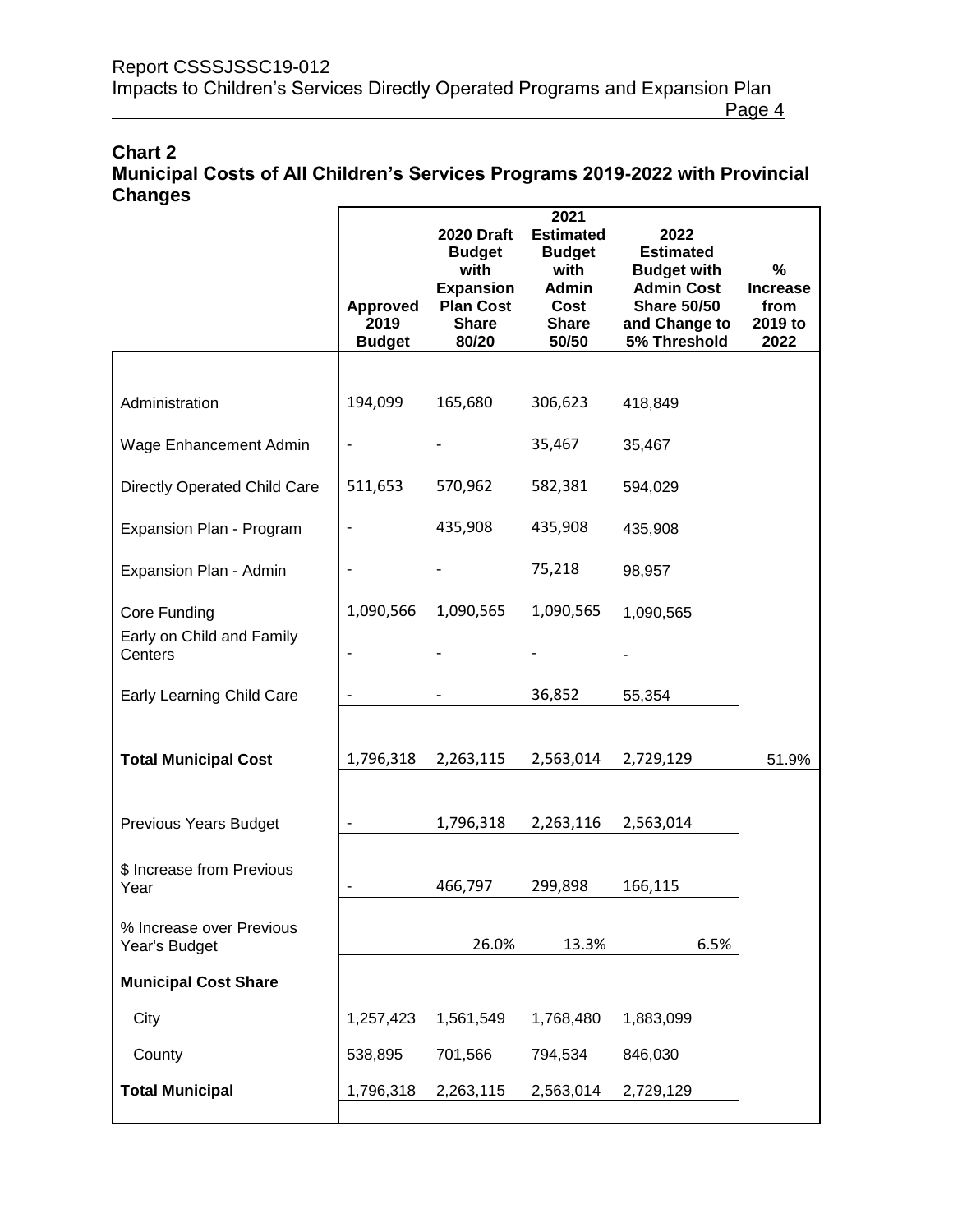## Chart 2

## Municipal Costs of All Children's Services Programs 2019-2022 with Provincial Changes

| | Approved 2019 Budget | 2020 Draft Budget with Expansion Plan Cost Share 80/20 | 2021 Estimated Budget with Admin Cost Share 50/50 | 2022 Estimated Budget with Admin Cost Share 50/50 and Change to 5% Threshold | % Increase from 2019 to 2022 |
|---|---|---|---|---|---|
| Administration | 194,099 | 165,680 | 306,623 | 418,849 | |
| Wage Enhancement Admin | - | - | 35,467 | 35,467 | |
| Directly Operated Child Care | 511,653 | 570,962 | 582,381 | 594,029 | |
| Expansion Plan - Program | - | 435,908 | 435,908 | 435,908 | |
| Expansion Plan - Admin | - | - | 75,218 | 98,957 | |
| Core Funding | 1,090,566 | 1,090,565 | 1,090,565 | 1,090,565 | |
| Early on Child and Family Centers | - | - | - | - | |
| Early Learning Child Care | - | - | 36,852 | 55,354 | |
| **Total Municipal Cost** | 1,796,318 | 2,263,115 | 2,563,014 | 2,729,129 | 51.9% |
| Previous Years Budget | - | 1,796,318 | 2,263,116 | 2,563,014 | |
| $ Increase from Previous Year | - | 466,797 | 299,898 | 166,115 | |
| % Increase over Previous Year's Budget | | 26.0% | 13.3% | 6.5% | |
| **Municipal Cost Share** | | | | | |
| City | 1,257,423 | 1,561,549 | 1,768,480 | 1,883,099 | |
| County | 538,895 | 701,566 | 794,534 | 846,030 | |
| **Total Municipal** | 1,796,318 | 2,263,115 | 2,563,014 | 2,729,129 | |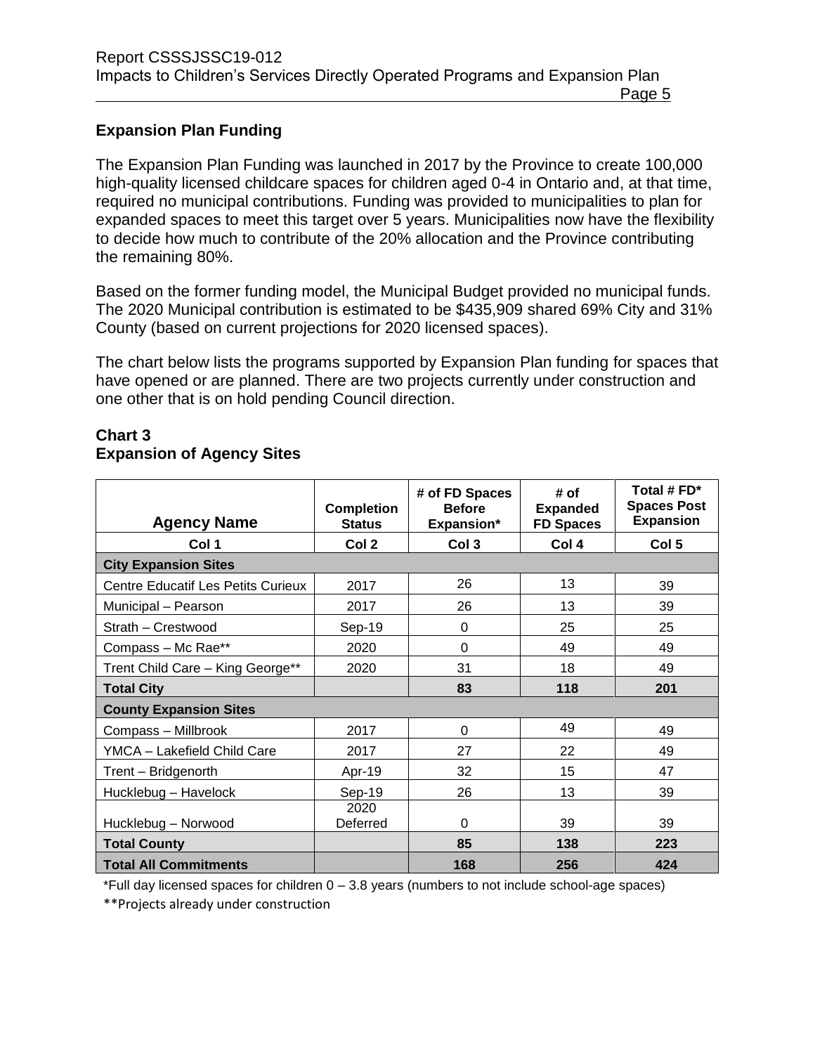## Expansion Plan Funding

The Expansion Plan Funding was launched in 2017 by the Province to create 100,000 high-quality licensed childcare spaces for children aged 0-4 in Ontario and, at that time, required no municipal contributions. Funding was provided to municipalities to plan for expanded spaces to meet this target over 5 years. Municipalities now have the flexibility to decide how much to contribute of the 20% allocation and the Province contributing the remaining 80%.

Based on the former funding model, the Municipal Budget provided no municipal funds. The 2020 Municipal contribution is estimated to be $435,909 shared 69% City and 31% County (based on current projections for 2020 licensed spaces).

The chart below lists the programs supported by Expansion Plan funding for spaces that have opened or are planned. There are two projects currently under construction and one other that is on hold pending Council direction.

### Chart 3
### Expansion of Agency Sites

| Agency Name | Completion Status | # of FD Spaces Before Expansion* | # of Expanded FD Spaces | Total # FD* Spaces Post Expansion |
|---|---|---|---|---|
| Col 1 | Col 2 | Col 3 | Col 4 | Col 5 |
| **City Expansion Sites** | | | | |
| Centre Educatif Les Petits Curieux | 2017 | 26 | 13 | 39 |
| Municipal – Pearson | 2017 | 26 | 13 | 39 |
| Strath – Crestwood | Sep-19 | 0 | 25 | 25 |
| Compass – Mc Rae** | 2020 | 0 | 49 | 49 |
| Trent Child Care – King George** | 2020 | 31 | 18 | 49 |
| **Total City** | | **83** | **118** | **201** |
| **County Expansion Sites** | | | | |
| Compass – Millbrook | 2017 | 0 | 49 | 49 |
| YMCA – Lakefield Child Care | 2017 | 27 | 22 | 49 |
| Trent – Bridgenorth | Apr-19 | 32 | 15 | 47 |
| Hucklebug – Havelock | Sep-19 | 26 | 13 | 39 |
| Hucklebug – Norwood | 2020 Deferred | 0 | 39 | 39 |
| **Total County** | | **85** | **138** | **223** |
| **Total All Commitments** | | **168** | **256** | **424** |

*Full day licensed spaces for children 0 – 3.8 years (numbers to not include school-age spaces)

**Projects already under construction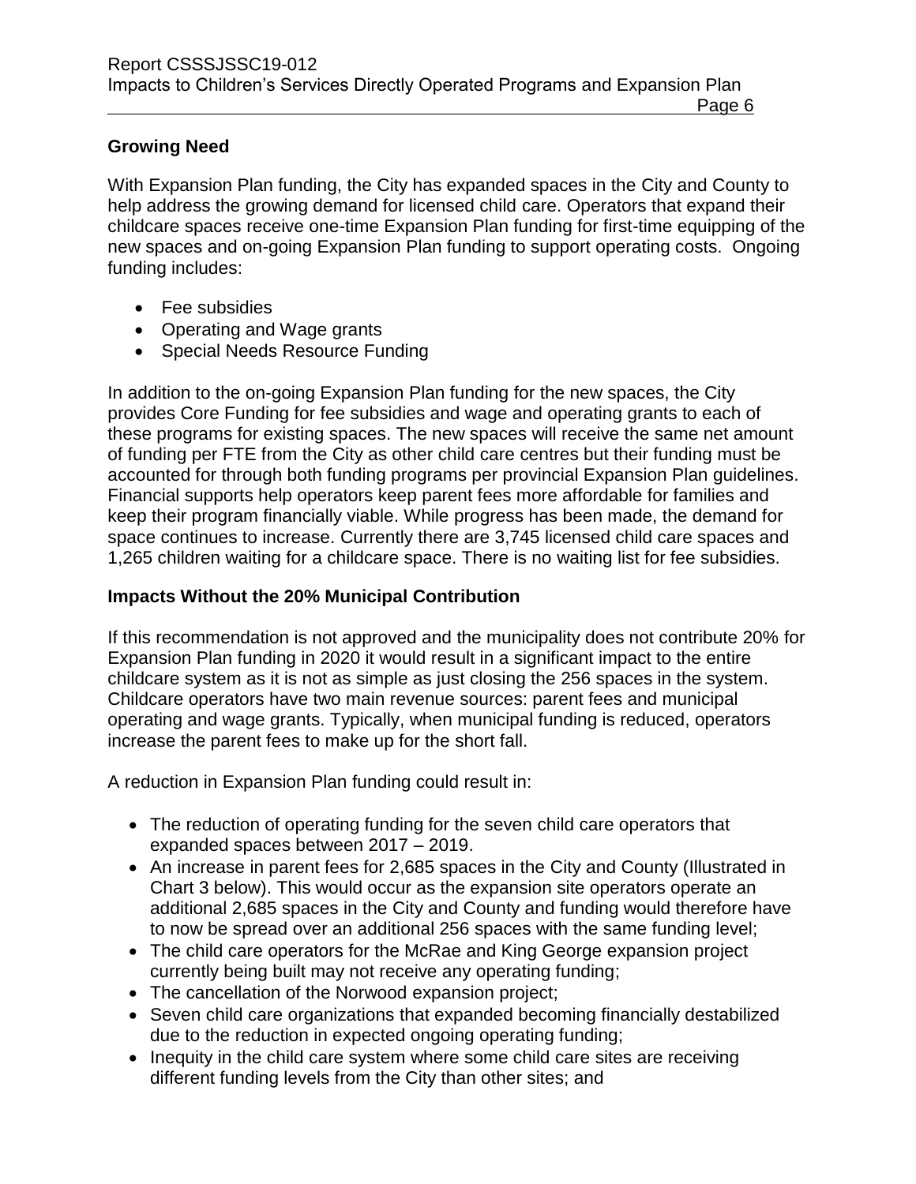## Growing Need

With Expansion Plan funding, the City has expanded spaces in the City and County to help address the growing demand for licensed child care. Operators that expand their childcare spaces receive one-time Expansion Plan funding for first-time equipping of the new spaces and on-going Expansion Plan funding to support operating costs. Ongoing funding includes:

- Fee subsidies
- Operating and Wage grants
- Special Needs Resource Funding

In addition to the on-going Expansion Plan funding for the new spaces, the City provides Core Funding for fee subsidies and wage and operating grants to each of these programs for existing spaces. The new spaces will receive the same net amount of funding per FTE from the City as other child care centres but their funding must be accounted for through both funding programs per provincial Expansion Plan guidelines. Financial supports help operators keep parent fees more affordable for families and keep their program financially viable. While progress has been made, the demand for space continues to increase. Currently there are 3,745 licensed child care spaces and 1,265 children waiting for a childcare space. There is no waiting list for fee subsidies.

## Impacts Without the 20% Municipal Contribution

If this recommendation is not approved and the municipality does not contribute 20% for Expansion Plan funding in 2020 it would result in a significant impact to the entire childcare system as it is not as simple as just closing the 256 spaces in the system. Childcare operators have two main revenue sources: parent fees and municipal operating and wage grants. Typically, when municipal funding is reduced, operators increase the parent fees to make up for the short fall.

A reduction in Expansion Plan funding could result in:

- The reduction of operating funding for the seven child care operators that expanded spaces between 2017 – 2019.
- An increase in parent fees for 2,685 spaces in the City and County (Illustrated in Chart 3 below). This would occur as the expansion site operators operate an additional 2,685 spaces in the City and County and funding would therefore have to now be spread over an additional 256 spaces with the same funding level;
- The child care operators for the McRae and King George expansion project currently being built may not receive any operating funding;
- The cancellation of the Norwood expansion project;
- Seven child care organizations that expanded becoming financially destabilized due to the reduction in expected ongoing operating funding;
- Inequity in the child care system where some child care sites are receiving different funding levels from the City than other sites; and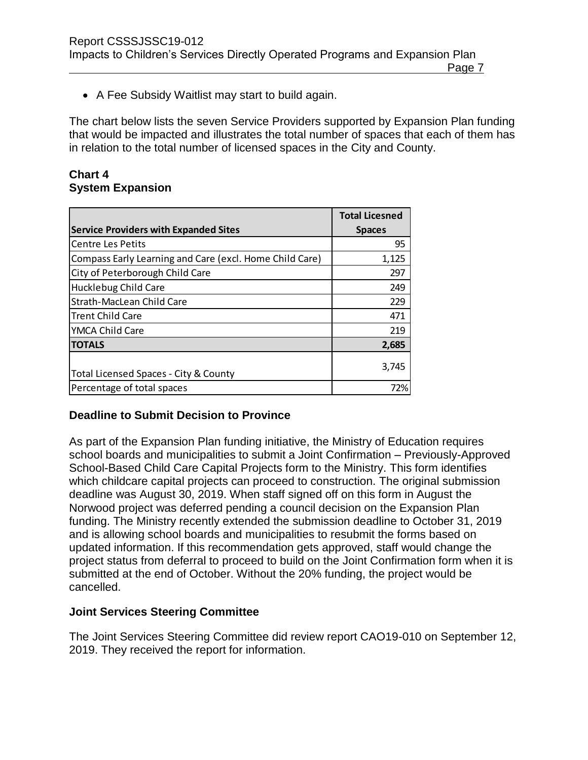- A Fee Subsidy Waitlist may start to build again.

The chart below lists the seven Service Providers supported by Expansion Plan funding that would be impacted and illustrates the total number of spaces that each of them has in relation to the total number of licensed spaces in the City and County.

**Chart 4**
**System Expansion**

| Service Providers with Expanded Sites | Total Licesned Spaces |
|---|---|
| Centre Les Petits | 95 |
| Compass Early Learning and Care (excl. Home Child Care) | 1,125 |
| City of Peterborough Child Care | 297 |
| Hucklebug Child Care | 249 |
| Strath-MacLean Child Care | 229 |
| Trent Child Care | 471 |
| YMCA Child Care | 219 |
| **TOTALS** | **2,685** |
| Total Licensed Spaces - City & County | 3,745 |
| Percentage of total spaces | 72% |

### Deadline to Submit Decision to Province

As part of the Expansion Plan funding initiative, the Ministry of Education requires school boards and municipalities to submit a Joint Confirmation – Previously-Approved School-Based Child Care Capital Projects form to the Ministry. This form identifies which childcare capital projects can proceed to construction. The original submission deadline was August 30, 2019. When staff signed off on this form in August the Norwood project was deferred pending a council decision on the Expansion Plan funding. The Ministry recently extended the submission deadline to October 31, 2019 and is allowing school boards and municipalities to resubmit the forms based on updated information. If this recommendation gets approved, staff would change the project status from deferral to proceed to build on the Joint Confirmation form when it is submitted at the end of October. Without the 20% funding, the project would be cancelled.

### Joint Services Steering Committee

The Joint Services Steering Committee did review report CAO19-010 on September 12, 2019. They received the report for information.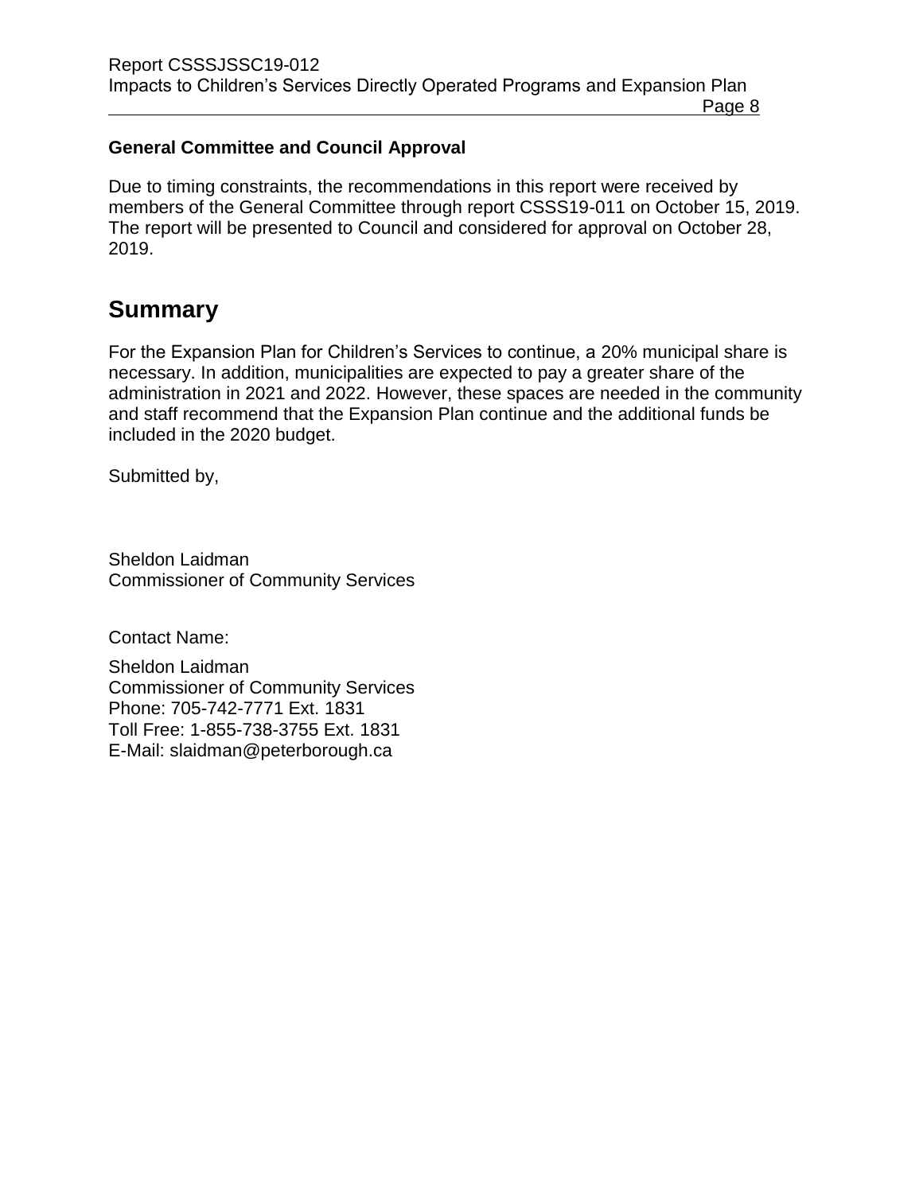**General Committee and Council Approval**

Due to timing constraints, the recommendations in this report were received by members of the General Committee through report CSSS19-011 on October 15, 2019. The report will be presented to Council and considered for approval on October 28, 2019.

## Summary

For the Expansion Plan for Children's Services to continue, a 20% municipal share is necessary. In addition, municipalities are expected to pay a greater share of the administration in 2021 and 2022. However, these spaces are needed in the community and staff recommend that the Expansion Plan continue and the additional funds be included in the 2020 budget.

Submitted by,

Sheldon Laidman
Commissioner of Community Services

Contact Name:

Sheldon Laidman
Commissioner of Community Services
Phone: 705-742-7771 Ext. 1831
Toll Free: 1-855-738-3755 Ext. 1831
E-Mail: slaidman@peterborough.ca